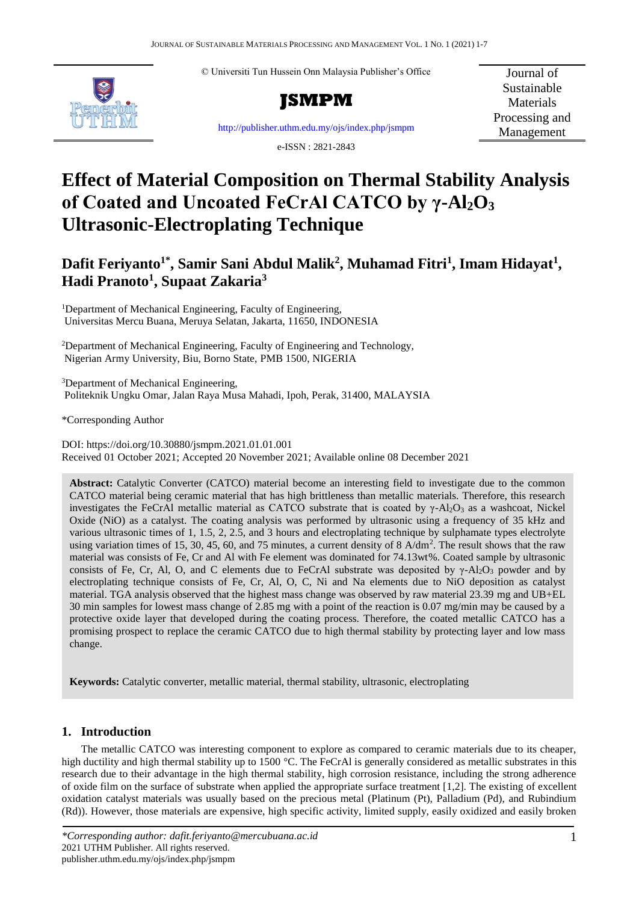© Universiti Tun Hussein Onn Malaysia Publisher's Office

**JSMPM**

http://publisher.uthm.edu.my/ojs/index.php/jsmpm

e-ISSN : 2821-2843

Journal of Sustainable Materials Processing and Management

# Effect of Material Composition on Thermal Stability Analysis of Coated and Uncoated FeCrAl CATCO by γ-$Al_2O_3$ Ultrasonic-Electroplating Technique

**Dafit Feriyanto[1*], Samir Sani Abdul Malik[2], Muhamad Fitri[1], Imam Hidayat[1], Hadi Pranoto[1], Supaat Zakaria[3]**

[1]Department of Mechanical Engineering, Faculty of Engineering, Universitas Mercu Buana, Meruya Selatan, Jakarta, 11650, INDONESIA

[2]Department of Mechanical Engineering, Faculty of Engineering and Technology, Nigerian Army University, Biu, Borno State, PMB 1500, NIGERIA

[3]Department of Mechanical Engineering, Politeknik Ungku Omar, Jalan Raya Musa Mahadi, Ipoh, Perak, 31400, MALAYSIA

*Corresponding Author

DOI: https://doi.org/10.30880/jsmpm.2021.01.01.001
Received 01 October 2021; Accepted 20 November 2021; Available online 08 December 2021

**Abstract:** Catalytic Converter (CATCO) material become an interesting field to investigate due to the common CATCO material being ceramic material that has high brittleness than metallic materials. Therefore, this research investigates the FeCrAl metallic material as CATCO substrate that is coated by γ-$Al_2O_3$ as a washcoat, Nickel Oxide (NiO) as a catalyst. The coating analysis was performed by ultrasonic using a frequency of 35 kHz and various ultrasonic times of 1, 1.5, 2, 2.5, and 3 hours and electroplating technique by sulphamate types electrolyte using variation times of 15, 30, 45, 60, and 75 minutes, a current density of 8 A/dm$^2$. The result shows that the raw material was consists of Fe, Cr and Al with Fe element was dominated for 74.13wt%. Coated sample by ultrasonic consists of Fe, Cr, Al, O, and C elements due to FeCrAl substrate was deposited by γ-$Al_2O_3$ powder and by electroplating technique consists of Fe, Cr, Al, O, C, Ni and Na elements due to NiO deposition as catalyst material. TGA analysis observed that the highest mass change was observed by raw material 23.39 mg and UB+EL 30 min samples for lowest mass change of 2.85 mg with a point of the reaction is 0.07 mg/min may be caused by a protective oxide layer that developed during the coating process. Therefore, the coated metallic CATCO has a promising prospect to replace the ceramic CATCO due to high thermal stability by protecting layer and low mass change.

**Keywords:** Catalytic converter, metallic material, thermal stability, ultrasonic, electroplating

## 1. Introduction

The metallic CATCO was interesting component to explore as compared to ceramic materials due to its cheaper, high ductility and high thermal stability up to 1500 °C. The FeCrAl is generally considered as metallic substrates in this research due to their advantage in the high thermal stability, high corrosion resistance, including the strong adherence of oxide film on the surface of substrate when applied the appropriate surface treatment [1,2]. The existing of excellent oxidation catalyst materials was usually based on the precious metal (Platinum (Pt), Palladium (Pd), and Rubindium (Rd)). However, those materials are expensive, high specific activity, limited supply, easily oxidized and easily broken

*\*Corresponding author: dafit.feriyanto@mercubuana.ac.id*
2021 UTHM Publisher. All rights reserved.
publisher.uthm.edu.my/ojs/index.php/jsmpm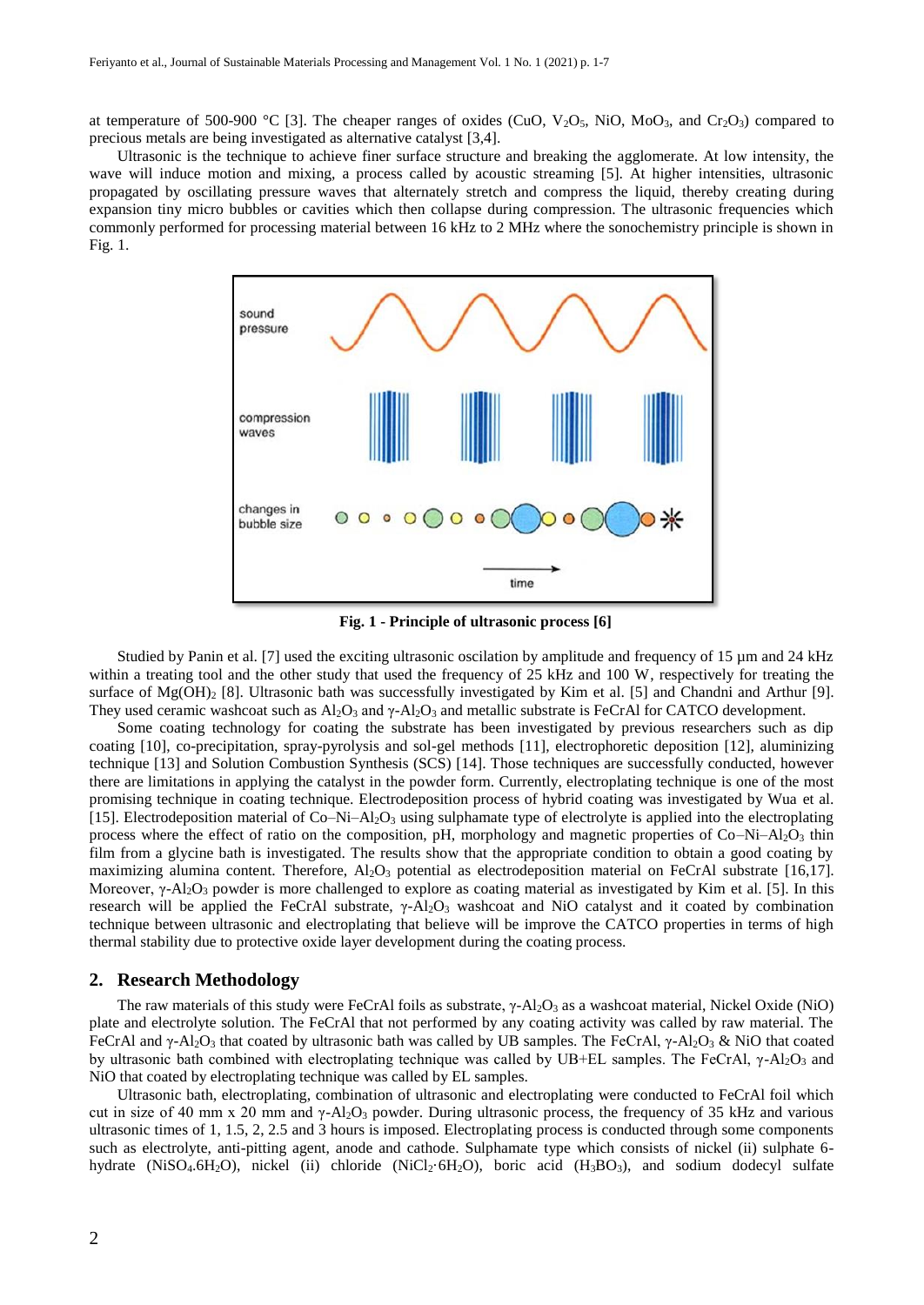at temperature of 500-900 °C [3]. The cheaper ranges of oxides ($CuO$, $V_2O_5$, $NiO$, $MoO_3$, and $Cr_2O_3$) compared to precious metals are being investigated as alternative catalyst [3,4].

Ultrasonic is the technique to achieve finer surface structure and breaking the agglomerate. At low intensity, the wave will induce motion and mixing, a process called by acoustic streaming [5]. At higher intensities, ultrasonic propagated by oscillating pressure waves that alternately stretch and compress the liquid, thereby creating during expansion tiny micro bubbles or cavities which then collapse during compression. The ultrasonic frequencies which commonly performed for processing material between 16 kHz to 2 MHz where the sonochemistry principle is shown in Fig. 1.

**Fig. 1 - Principle of ultrasonic process [6]**

Studied by Panin et al. [7] used the exciting ultrasonic oscillation by amplitude and frequency of 15 µm and 24 kHz within a treating tool and the other study that used the frequency of 25 kHz and 100 W, respectively for treating the surface of $Mg(OH)_2$ [8]. Ultrasonic bath was successfully investigated by Kim et al. [5] and Chandni and Arthur [9]. They used ceramic washcoat such as $Al_2O_3$ and $\gamma$-$Al_2O_3$ and metallic substrate is FeCrAl for CATCO development.

Some coating technology for coating the substrate has been investigated by previous researchers such as dip coating [10], co-precipitation, spray-pyrolysis and sol-gel methods [11], electrophoretic deposition [12], aluminizing technique [13] and Solution Combustion Synthesis (SCS) [14]. Those techniques are successfully conducted, however there are limitations in applying the catalyst in the powder form. Currently, electroplating technique is one of the most promising technique in coating technique. Electrodeposition process of hybrid coating was investigated by Wua et al. [15]. Electrodeposition material of Co–Ni–$Al_2O_3$ using sulphamate type of electrolyte is applied into the electroplating process where the effect of ratio on the composition, pH, morphology and magnetic properties of Co–Ni–$Al_2O_3$ thin film from a glycine bath is investigated. The results show that the appropriate condition to obtain a good coating by maximizing alumina content. Therefore, $Al_2O_3$ potential as electrodeposition material on FeCrAl substrate [16,17]. Moreover, $\gamma$-$Al_2O_3$ powder is more challenged to explore as coating material as investigated by Kim et al. [5]. In this research will be applied the FeCrAl substrate, $\gamma$-$Al_2O_3$ washcoat and NiO catalyst and it coated by combination technique between ultrasonic and electroplating that believe will be improve the CATCO properties in terms of high thermal stability due to protective oxide layer development during the coating process.

## 2. Research Methodology

The raw materials of this study were FeCrAl foils as substrate, $\gamma$-$Al_2O_3$ as a washcoat material, Nickel Oxide (NiO) plate and electrolyte solution. The FeCrAl that not performed by any coating activity was called by raw material. The FeCrAl and $\gamma$-$Al_2O_3$ that coated by ultrasonic bath was called by UB samples. The FeCrAl, $\gamma$-$Al_2O_3$ & NiO that coated by ultrasonic bath combined with electroplating technique was called by UB+EL samples. The FeCrAl, $\gamma$-$Al_2O_3$ and NiO that coated by electroplating technique was called by EL samples.

Ultrasonic bath, electroplating, combination of ultrasonic and electroplating were conducted to FeCrAl foil which cut in size of 40 mm x 20 mm and $\gamma$-$Al_2O_3$ powder. During ultrasonic process, the frequency of 35 kHz and various ultrasonic times of 1, 1.5, 2, 2.5 and 3 hours is imposed. Electroplating process is conducted through some components such as electrolyte, anti-pitting agent, anode and cathode. Sulphamate type which consists of nickel (ii) sulphate 6-hydrate ($NiSO_4.6H_2O$), nickel (ii) chloride ($NiCl_2{\cdot}6H_2O$), boric acid ($H_3BO_3$), and sodium dodecyl sulfate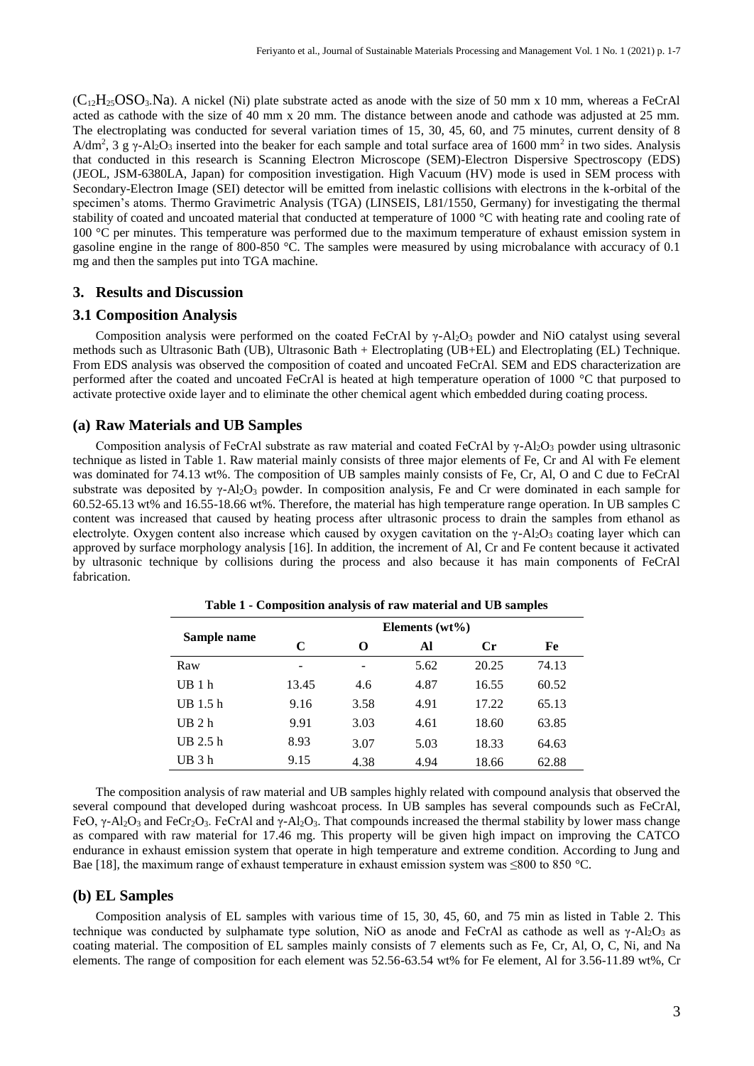($C_{12}H_{25}OSO_3.Na$). A nickel (Ni) plate substrate acted as anode with the size of 50 mm x 10 mm, whereas a FeCrAl acted as cathode with the size of 40 mm x 20 mm. The distance between anode and cathode was adjusted at 25 mm. The electroplating was conducted for several variation times of 15, 30, 45, 60, and 75 minutes, current density of 8 A/dm$^2$, 3 g $\gamma$-$Al_2O_3$ inserted into the beaker for each sample and total surface area of 1600 mm$^2$ in two sides. Analysis that conducted in this research is Scanning Electron Microscope (SEM)-Electron Dispersive Spectroscopy (EDS) (JEOL, JSM-6380LA, Japan) for composition investigation. High Vacuum (HV) mode is used in SEM process with Secondary-Electron Image (SEI) detector will be emitted from inelastic collisions with electrons in the k-orbital of the specimen's atoms. Thermo Gravimetric Analysis (TGA) (LINSEIS, L81/1550, Germany) for investigating the thermal stability of coated and uncoated material that conducted at temperature of 1000 °C with heating rate and cooling rate of 100 °C per minutes. This temperature was performed due to the maximum temperature of exhaust emission system in gasoline engine in the range of 800-850 °C. The samples were measured by using microbalance with accuracy of 0.1 mg and then the samples put into TGA machine.

## 3. Results and Discussion

### 3.1 Composition Analysis

Composition analysis were performed on the coated FeCrAl by $\gamma$-$Al_2O_3$ powder and NiO catalyst using several methods such as Ultrasonic Bath (UB), Ultrasonic Bath + Electroplating (UB+EL) and Electroplating (EL) Technique. From EDS analysis was observed the composition of coated and uncoated FeCrAl. SEM and EDS characterization are performed after the coated and uncoated FeCrAl is heated at high temperature operation of 1000 °C that purposed to activate protective oxide layer and to eliminate the other chemical agent which embedded during coating process.

### (a) Raw Materials and UB Samples

Composition analysis of FeCrAl substrate as raw material and coated FeCrAl by $\gamma$-$Al_2O_3$ powder using ultrasonic technique as listed in Table 1. Raw material mainly consists of three major elements of Fe, Cr and Al with Fe element was dominated for 74.13 wt%. The composition of UB samples mainly consists of Fe, Cr, Al, O and C due to FeCrAl substrate was deposited by $\gamma$-$Al_2O_3$ powder. In composition analysis, Fe and Cr were dominated in each sample for 60.52-65.13 wt% and 16.55-18.66 wt%. Therefore, the material has high temperature range operation. In UB samples C content was increased that caused by heating process after ultrasonic process to drain the samples from ethanol as electrolyte. Oxygen content also increase which caused by oxygen cavitation on the $\gamma$-$Al_2O_3$ coating layer which can approved by surface morphology analysis [16]. In addition, the increment of Al, Cr and Fe content because it activated by ultrasonic technique by collisions during the process and also because it has main components of FeCrAl fabrication.

**Table 1 - Composition analysis of raw material and UB samples**

| Sample name | Elements (wt%) | | | | |
|---|---|---|---|---|---|
| | C | O | Al | Cr | Fe |
| Raw | - | - | 5.62 | 20.25 | 74.13 |
| UB 1 h | 13.45 | 4.6 | 4.87 | 16.55 | 60.52 |
| UB 1.5 h | 9.16 | 3.58 | 4.91 | 17.22 | 65.13 |
| UB 2 h | 9.91 | 3.03 | 4.61 | 18.60 | 63.85 |
| UB 2.5 h | 8.93 | 3.07 | 5.03 | 18.33 | 64.63 |
| UB 3 h | 9.15 | 4.38 | 4.94 | 18.66 | 62.88 |

The composition analysis of raw material and UB samples highly related with compound analysis that observed the several compound that developed during washcoat process. In UB samples has several compounds such as FeCrAl, FeO, $\gamma$-$Al_2O_3$ and $FeCr_2O_3$. FeCrAl and $\gamma$-$Al_2O_3$. That compounds increased the thermal stability by lower mass change as compared with raw material for 17.46 mg. This property will be given high impact on improving the CATCO endurance in exhaust emission system that operate in high temperature and extreme condition. According to Jung and Bae [18], the maximum range of exhaust temperature in exhaust emission system was ≤800 to 850 °C.

### (b) EL Samples

Composition analysis of EL samples with various time of 15, 30, 45, 60, and 75 min as listed in Table 2. This technique was conducted by sulphamate type solution, NiO as anode and FeCrAl as cathode as well as $\gamma$-$Al_2O_3$ as coating material. The composition of EL samples mainly consists of 7 elements such as Fe, Cr, Al, O, C, Ni, and Na elements. The range of composition for each element was 52.56-63.54 wt% for Fe element, Al for 3.56-11.89 wt%, Cr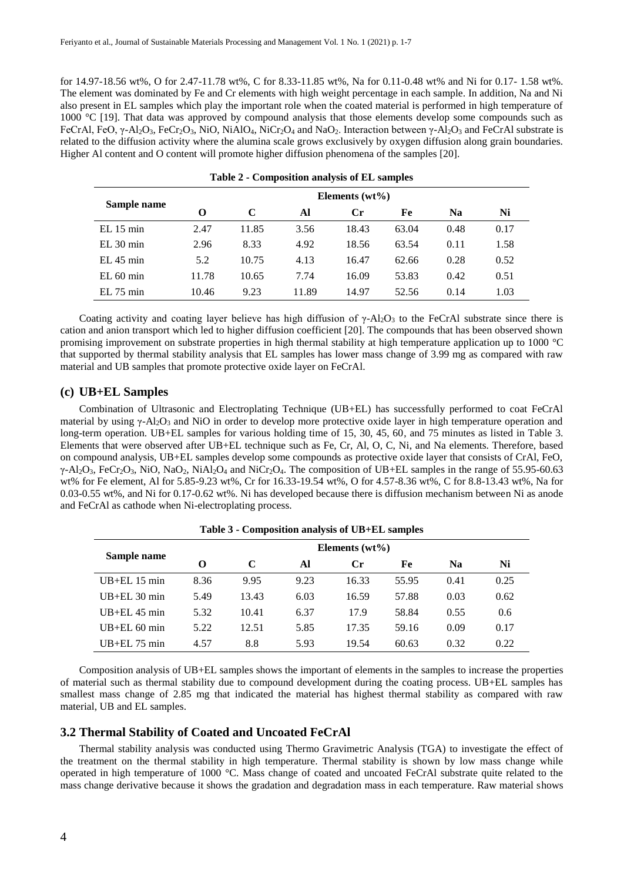for 14.97-18.56 wt%, O for 2.47-11.78 wt%, C for 8.33-11.85 wt%, Na for 0.11-0.48 wt% and Ni for 0.17- 1.58 wt%. The element was dominated by Fe and Cr elements with high weight percentage in each sample. In addition, Na and Ni also present in EL samples which play the important role when the coated material is performed in high temperature of 1000 °C [19]. That data was approved by compound analysis that those elements develop some compounds such as FeCrAl, FeO, γ-$Al_2O_3$, $FeCr_2O_3$, NiO, $NiAlO_4$, $NiCr_2O_4$ and $NaO_2$. Interaction between γ-$Al_2O_3$ and FeCrAl substrate is related to the diffusion activity where the alumina scale grows exclusively by oxygen diffusion along grain boundaries. Higher Al content and O content will promote higher diffusion phenomena of the samples [20].

**Table 2 - Composition analysis of EL samples**

| Sample name | Elements (wt%) | | | | | | |
|---|---|---|---|---|---|---|---|
| | O | C | Al | Cr | Fe | Na | Ni |
| EL 15 min | 2.47 | 11.85 | 3.56 | 18.43 | 63.04 | 0.48 | 0.17 |
| EL 30 min | 2.96 | 8.33 | 4.92 | 18.56 | 63.54 | 0.11 | 1.58 |
| EL 45 min | 5.2 | 10.75 | 4.13 | 16.47 | 62.66 | 0.28 | 0.52 |
| EL 60 min | 11.78 | 10.65 | 7.74 | 16.09 | 53.83 | 0.42 | 0.51 |
| EL 75 min | 10.46 | 9.23 | 11.89 | 14.97 | 52.56 | 0.14 | 1.03 |

Coating activity and coating layer believe has high diffusion of γ-$Al_2O_3$ to the FeCrAl substrate since there is cation and anion transport which led to higher diffusion coefficient [20]. The compounds that has been observed shown promising improvement on substrate properties in high thermal stability at high temperature application up to 1000 °C that supported by thermal stability analysis that EL samples has lower mass change of 3.99 mg as compared with raw material and UB samples that promote protective oxide layer on FeCrAl.

### (c) UB+EL Samples

Combination of Ultrasonic and Electroplating Technique (UB+EL) has successfully performed to coat FeCrAl material by using γ-$Al_2O_3$ and NiO in order to develop more protective oxide layer in high temperature operation and long-term operation. UB+EL samples for various holding time of 15, 30, 45, 60, and 75 minutes as listed in Table 3. Elements that were observed after UB+EL technique such as Fe, Cr, Al, O, C, Ni, and Na elements. Therefore, based on compound analysis, UB+EL samples develop some compounds as protective oxide layer that consists of CrAl, FeO, γ-$Al_2O_3$, $FeCr_2O_3$, NiO, $NaO_2$, $NiAl_2O_4$ and $NiCr_2O_4$. The composition of UB+EL samples in the range of 55.95-60.63 wt% for Fe element, Al for 5.85-9.23 wt%, Cr for 16.33-19.54 wt%, O for 4.57-8.36 wt%, C for 8.8-13.43 wt%, Na for 0.03-0.55 wt%, and Ni for 0.17-0.62 wt%. Ni has developed because there is diffusion mechanism between Ni as anode and FeCrAl as cathode when Ni-electroplating process.

**Table 3 - Composition analysis of UB+EL samples**

| Sample name | Elements (wt%) | | | | | | |
|---|---|---|---|---|---|---|---|
| | O | C | Al | Cr | Fe | Na | Ni |
| UB+EL 15 min | 8.36 | 9.95 | 9.23 | 16.33 | 55.95 | 0.41 | 0.25 |
| UB+EL 30 min | 5.49 | 13.43 | 6.03 | 16.59 | 57.88 | 0.03 | 0.62 |
| UB+EL 45 min | 5.32 | 10.41 | 6.37 | 17.9 | 58.84 | 0.55 | 0.6 |
| UB+EL 60 min | 5.22 | 12.51 | 5.85 | 17.35 | 59.16 | 0.09 | 0.17 |
| UB+EL 75 min | 4.57 | 8.8 | 5.93 | 19.54 | 60.63 | 0.32 | 0.22 |

Composition analysis of UB+EL samples shows the important of elements in the samples to increase the properties of material such as thermal stability due to compound development during the coating process. UB+EL samples has smallest mass change of 2.85 mg that indicated the material has highest thermal stability as compared with raw material, UB and EL samples.

## 3.2 Thermal Stability of Coated and Uncoated FeCrAl

Thermal stability analysis was conducted using Thermo Gravimetric Analysis (TGA) to investigate the effect of the treatment on the thermal stability in high temperature. Thermal stability is shown by low mass change while operated in high temperature of 1000 °C. Mass change of coated and uncoated FeCrAl substrate quite related to the mass change derivative because it shows the gradation and degradation mass in each temperature. Raw material shows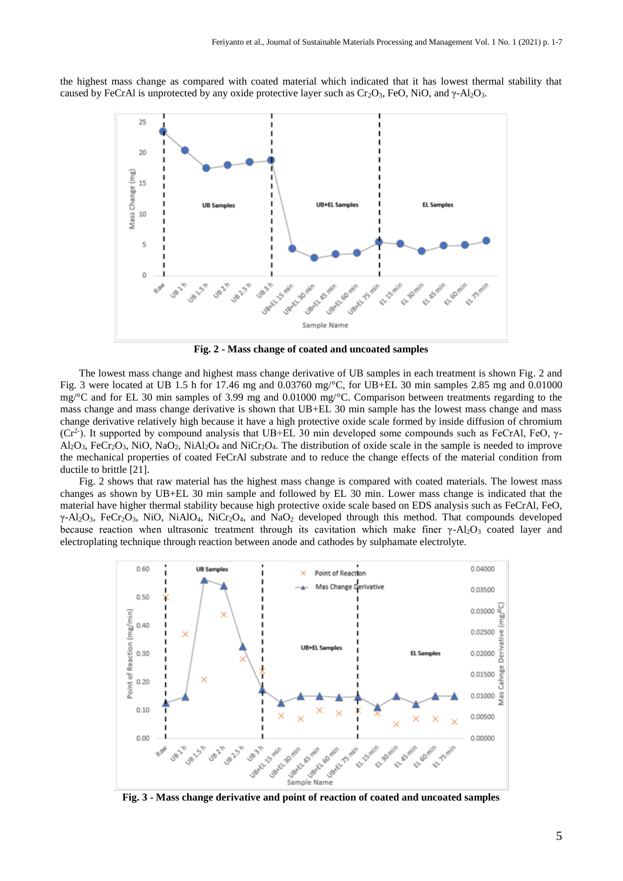the highest mass change as compared with coated material which indicated that it has lowest thermal stability that caused by FeCrAl is unprotected by any oxide protective layer such as $Cr_2O_3$, FeO, NiO, and $\gamma$-$Al_2O_3$.

**Fig. 2 - Mass change of coated and uncoated samples**

The lowest mass change and highest mass change derivative of UB samples in each treatment is shown Fig. 2 and Fig. 3 were located at UB 1.5 h for 17.46 mg and 0.03760 mg/°C, for UB+EL 30 min samples 2.85 mg and 0.01000 mg/°C and for EL 30 min samples of 3.99 mg and 0.01000 mg/°C. Comparison between treatments regarding to the mass change and mass change derivative is shown that UB+EL 30 min sample has the lowest mass change and mass change derivative relatively high because it have a high protective oxide scale formed by inside diffusion of chromium ($Cr^{2-}$). It supported by compound analysis that UB+EL 30 min developed some compounds such as FeCrAl, FeO, $\gamma$-$Al_2O_3$, $FeCr_2O_3$, NiO, $NaO_2$, $NiAl_2O_4$ and $NiCr_2O_4$. The distribution of oxide scale in the sample is needed to improve the mechanical properties of coated FeCrAl substrate and to reduce the change effects of the material condition from ductile to brittle [21].

Fig. 2 shows that raw material has the highest mass change is compared with coated materials. The lowest mass changes as shown by UB+EL 30 min sample and followed by EL 30 min. Lower mass change is indicated that the material have higher thermal stability because high protective oxide scale based on EDS analysis such as FeCrAl, FeO, $\gamma$-$Al_2O_3$, $FeCr_2O_3$, NiO, $NiAlO_4$, $NiCr_2O_4$, and $NaO_2$ developed through this method. That compounds developed because reaction when ultrasonic treatment through its cavitation which make finer $\gamma$-$Al_2O_3$ coated layer and electroplating technique through reaction between anode and cathodes by sulphamate electrolyte.

**Fig. 3 - Mass change derivative and point of reaction of coated and uncoated samples**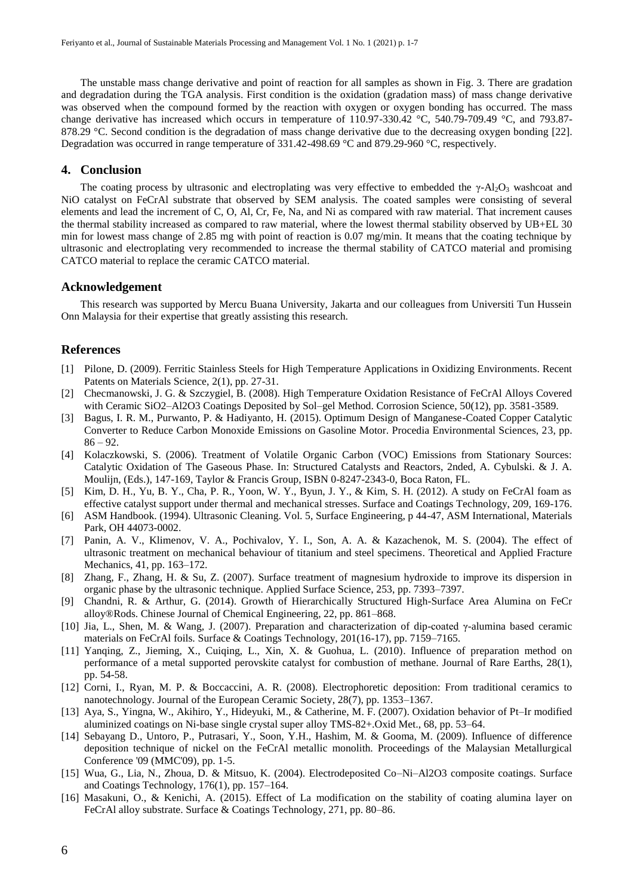The unstable mass change derivative and point of reaction for all samples as shown in Fig. 3. There are gradation and degradation during the TGA analysis. First condition is the oxidation (gradation mass) of mass change derivative was observed when the compound formed by the reaction with oxygen or oxygen bonding has occurred. The mass change derivative has increased which occurs in temperature of 110.97-330.42 °C, 540.79-709.49 °C, and 793.87-878.29 °C. Second condition is the degradation of mass change derivative due to the decreasing oxygen bonding [22]. Degradation was occurred in range temperature of 331.42-498.69 °C and 879.29-960 °C, respectively.

## 4. Conclusion

The coating process by ultrasonic and electroplating was very effective to embedded the γ-$Al_2O_3$ washcoat and NiO catalyst on FeCrAl substrate that observed by SEM analysis. The coated samples were consisting of several elements and lead the increment of C, O, Al, Cr, Fe, Na, and Ni as compared with raw material. That increment causes the thermal stability increased as compared to raw material, where the lowest thermal stability observed by UB+EL 30 min for lowest mass change of 2.85 mg with point of reaction is 0.07 mg/min. It means that the coating technique by ultrasonic and electroplating very recommended to increase the thermal stability of CATCO material and promising CATCO material to replace the ceramic CATCO material.

## Acknowledgement

This research was supported by Mercu Buana University, Jakarta and our colleagues from Universiti Tun Hussein Onn Malaysia for their expertise that greatly assisting this research.

## References

[1] Pilone, D. (2009). Ferritic Stainless Steels for High Temperature Applications in Oxidizing Environments. Recent Patents on Materials Science, 2(1), pp. 27-31.

[2] Checmanowski, J. G. & Szczygiel, B. (2008). High Temperature Oxidation Resistance of FeCrAl Alloys Covered with Ceramic SiO2–Al2O3 Coatings Deposited by Sol–gel Method. Corrosion Science, 50(12), pp. 3581-3589.

[3] Bagus, I. R. M., Purwanto, P. & Hadiyanto, H. (2015). Optimum Design of Manganese-Coated Copper Catalytic Converter to Reduce Carbon Monoxide Emissions on Gasoline Motor. Procedia Environmental Sciences, 23, pp. 86 – 92.

[4] Kolaczkowski, S. (2006). Treatment of Volatile Organic Carbon (VOC) Emissions from Stationary Sources: Catalytic Oxidation of The Gaseous Phase. In: Structured Catalysts and Reactors, 2nded, A. Cybulski. & J. A. Moulijn, (Eds.), 147-169, Taylor & Francis Group, ISBN 0-8247-2343-0, Boca Raton, FL.

[5] Kim, D. H., Yu, B. Y., Cha, P. R., Yoon, W. Y., Byun, J. Y., & Kim, S. H. (2012). A study on FeCrAl foam as effective catalyst support under thermal and mechanical stresses. Surface and Coatings Technology, 209, 169-176.

[6] ASM Handbook. (1994). Ultrasonic Cleaning. Vol. 5, Surface Engineering, p 44-47, ASM International, Materials Park, OH 44073-0002.

[7] Panin, A. V., Klimenov, V. A., Pochivalov, Y. I., Son, A. A. & Kazachenok, M. S. (2004). The effect of ultrasonic treatment on mechanical behaviour of titanium and steel specimens. Theoretical and Applied Fracture Mechanics, 41, pp. 163–172.

[8] Zhang, F., Zhang, H. & Su, Z. (2007). Surface treatment of magnesium hydroxide to improve its dispersion in organic phase by the ultrasonic technique. Applied Surface Science, 253, pp. 7393–7397.

[9] Chandni, R. & Arthur, G. (2014). Growth of Hierarchically Structured High-Surface Area Alumina on FeCr alloy®Rods. Chinese Journal of Chemical Engineering, 22, pp. 861–868.

[10] Jia, L., Shen, M. & Wang, J. (2007). Preparation and characterization of dip-coated γ-alumina based ceramic materials on FeCrAl foils. Surface & Coatings Technology, 201(16-17), pp. 7159–7165.

[11] Yanqing, Z., Jieming, X., Cuiqing, L., Xin, X. & Guohua, L. (2010). Influence of preparation method on performance of a metal supported perovskite catalyst for combustion of methane. Journal of Rare Earths, 28(1), pp. 54-58.

[12] Corni, I., Ryan, M. P. & Boccaccini, A. R. (2008). Electrophoretic deposition: From traditional ceramics to nanotechnology. Journal of the European Ceramic Society, 28(7), pp. 1353–1367.

[13] Aya, S., Yingna, W., Akihiro, Y., Hideyuki, M., & Catherine, M. F. (2007). Oxidation behavior of Pt–Ir modified aluminized coatings on Ni-base single crystal super alloy TMS-82+.Oxid Met., 68, pp. 53–64.

[14] Sebayang D., Untoro, P., Putrasari, Y., Soon, Y.H., Hashim, M. & Gooma, M. (2009). Influence of difference deposition technique of nickel on the FeCrAl metallic monolith. Proceedings of the Malaysian Metallurgical Conference '09 (MMC'09), pp. 1-5.

[15] Wua, G., Lia, N., Zhoua, D. & Mitsuo, K. (2004). Electrodeposited Co–Ni–Al2O3 composite coatings. Surface and Coatings Technology, 176(1), pp. 157–164.

[16] Masakuni, O., & Kenichi, A. (2015). Effect of La modification on the stability of coating alumina layer on FeCrAl alloy substrate. Surface & Coatings Technology, 271, pp. 80–86.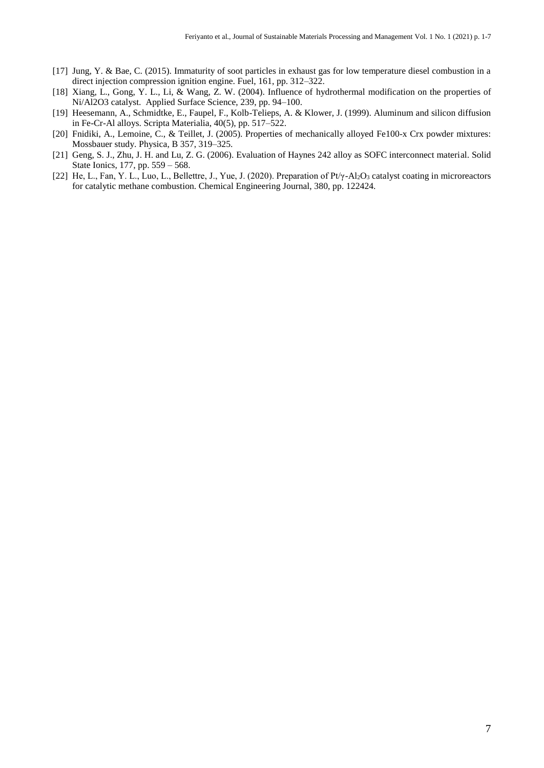[17] Jung, Y. & Bae, C. (2015). Immaturity of soot particles in exhaust gas for low temperature diesel combustion in a direct injection compression ignition engine. Fuel, 161, pp. 312–322.

[18] Xiang, L., Gong, Y. L., Li, & Wang, Z. W. (2004). Influence of hydrothermal modification on the properties of Ni/Al2O3 catalyst. Applied Surface Science, 239, pp. 94–100.

[19] Heesemann, A., Schmidtke, E., Faupel, F., Kolb-Telieps, A. & Klower, J. (1999). Aluminum and silicon diffusion in Fe-Cr-Al alloys. Scripta Materialia, 40(5), pp. 517–522.

[20] Fnidiki, A., Lemoine, C., & Teillet, J. (2005). Properties of mechanically alloyed Fe100-x Crx powder mixtures: Mossbauer study. Physica, B 357, 319–325.

[21] Geng, S. J., Zhu, J. H. and Lu, Z. G. (2006). Evaluation of Haynes 242 alloy as SOFC interconnect material. Solid State Ionics, 177, pp. 559 – 568.

[22] He, L., Fan, Y. L., Luo, L., Bellettre, J., Yue, J. (2020). Preparation of Pt/$\gamma$-$Al_2O_3$ catalyst coating in microreactors for catalytic methane combustion. Chemical Engineering Journal, 380, pp. 122424.